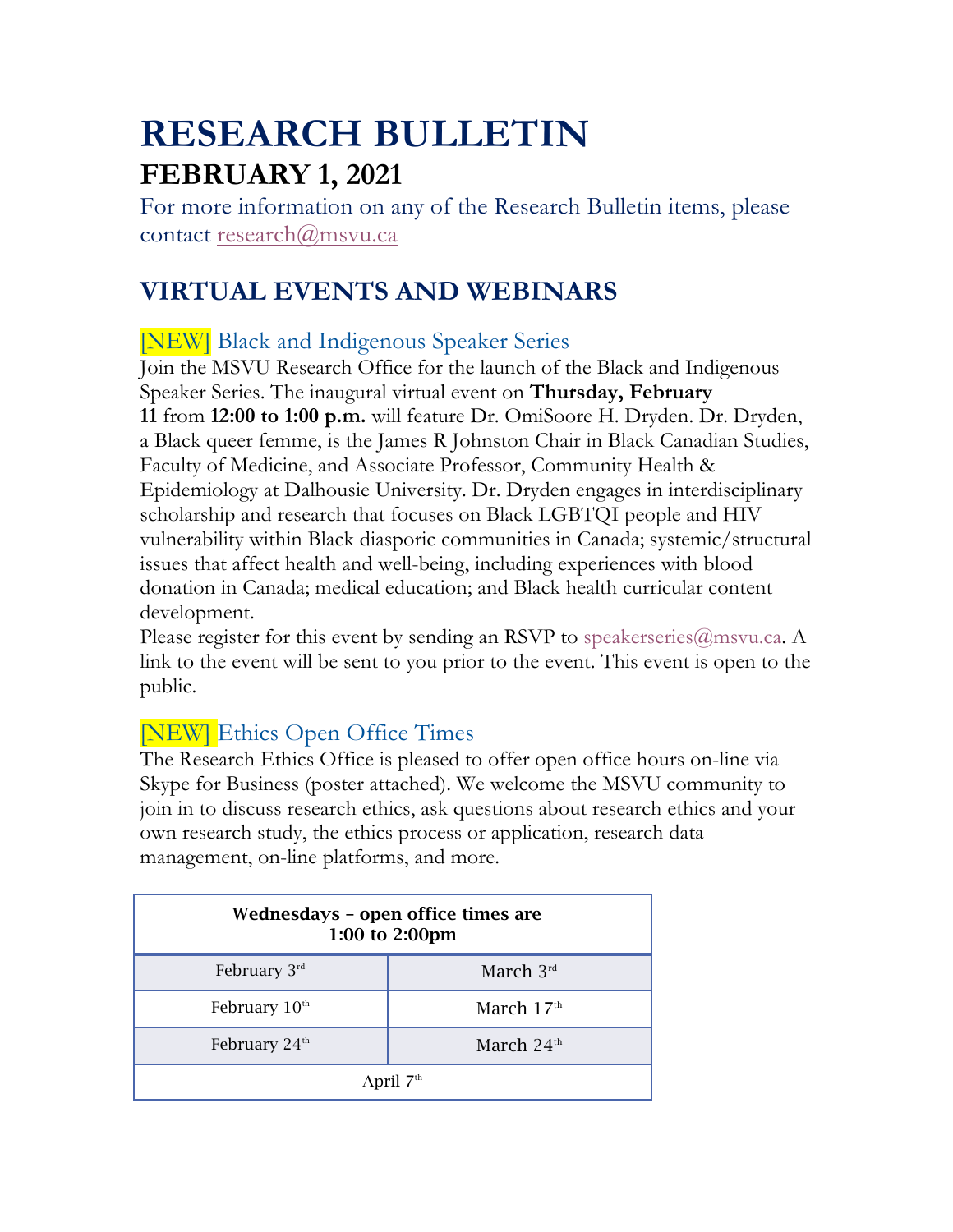# RESEARCH BULLETIN

## FEBRUARY 1, 2021

For more information on any of the Research Bulletin items, please contact research@msvu.ca

## VIRTUAL EVENTS AND WEBINARS

### [NEW] Black and Indigenous Speaker Series

Join the MSVU Research Office for the launch of the Black and Indigenous Speaker Series. The inaugural virtual event on **Thursday, February 11** from **12:00 to 1:00 p.m.** will feature Dr. OmiSoore H. Dryden. Dr. Dryden, a Black queer femme, is the James R Johnston Chair in Black Canadian Studies, Faculty of Medicine, and Associate Professor, Community Health & Epidemiology at Dalhousie University. Dr. Dryden engages in interdisciplinary scholarship and research that focuses on Black LGBTQI people and HIV vulnerability within Black diasporic communities in Canada; systemic/structural issues that affect health and well-being, including experiences with blood donation in Canada; medical education; and Black health curricular content development.

Please register for this event by sending an RSVP to speakerseries@msvu.ca. A link to the event will be sent to you prior to the event. This event is open to the public.

### [NEW] Ethics Open Office Times

The Research Ethics Office is pleased to offer open office hours on-line via Skype for Business (poster attached). We welcome the MSVU community to join in to discuss research ethics, ask questions about research ethics and your own research study, the ethics process or application, research data management, on-line platforms, and more.

| Wednesdays – open office times are 1:00 to 2:00pm | |
|---|---|
| February 3rd | March 3rd |
| February 10th | March 17th |
| February 24th | March 24th |
| April 7th | |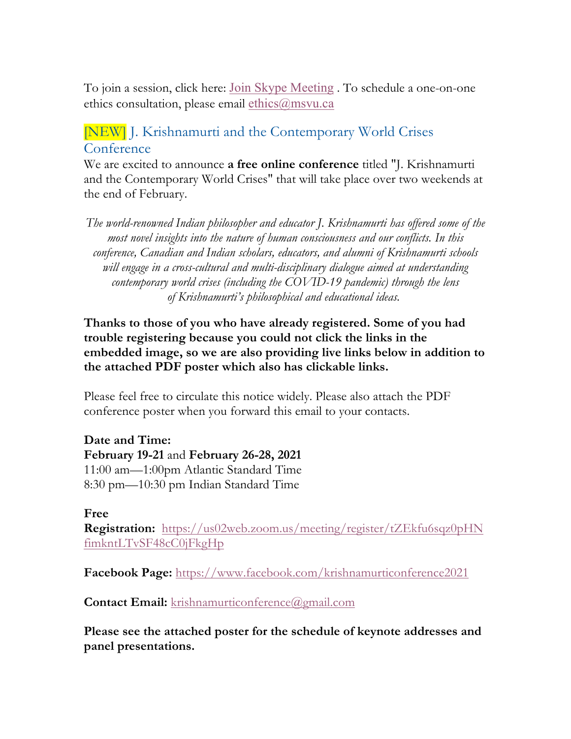To join a session, click here: Join Skype Meeting . To schedule a one-on-one ethics consultation, please email ethics@msvu.ca

## [NEW] J. Krishnamurti and the Contemporary World Crises Conference

We are excited to announce **a free online conference** titled "J. Krishnamurti and the Contemporary World Crises" that will take place over two weekends at the end of February.

*The world-renowned Indian philosopher and educator J. Krishnamurti has offered some of the most novel insights into the nature of human consciousness and our conflicts. In this conference, Canadian and Indian scholars, educators, and alumni of Krishnamurti schools will engage in a cross-cultural and multi-disciplinary dialogue aimed at understanding contemporary world crises (including the COVID-19 pandemic) through the lens of Krishnamurti's philosophical and educational ideas.*

**Thanks to those of you who have already registered. Some of you had trouble registering because you could not click the links in the embedded image, so we are also providing live links below in addition to the attached PDF poster which also has clickable links.**

Please feel free to circulate this notice widely. Please also attach the PDF conference poster when you forward this email to your contacts.

**Date and Time:**
**February 19-21** and **February 26-28, 2021**
11:00 am—1:00pm Atlantic Standard Time
8:30 pm—10:30 pm Indian Standard Time

**Free**
**Registration:** https://us02web.zoom.us/meeting/register/tZEkfu6sqz0pHNfimkntLTvSF48cC0jFkgHp

**Facebook Page:** https://www.facebook.com/krishnamurticonference2021

**Contact Email:** krishnamurticonference@gmail.com

**Please see the attached poster for the schedule of keynote addresses and panel presentations.**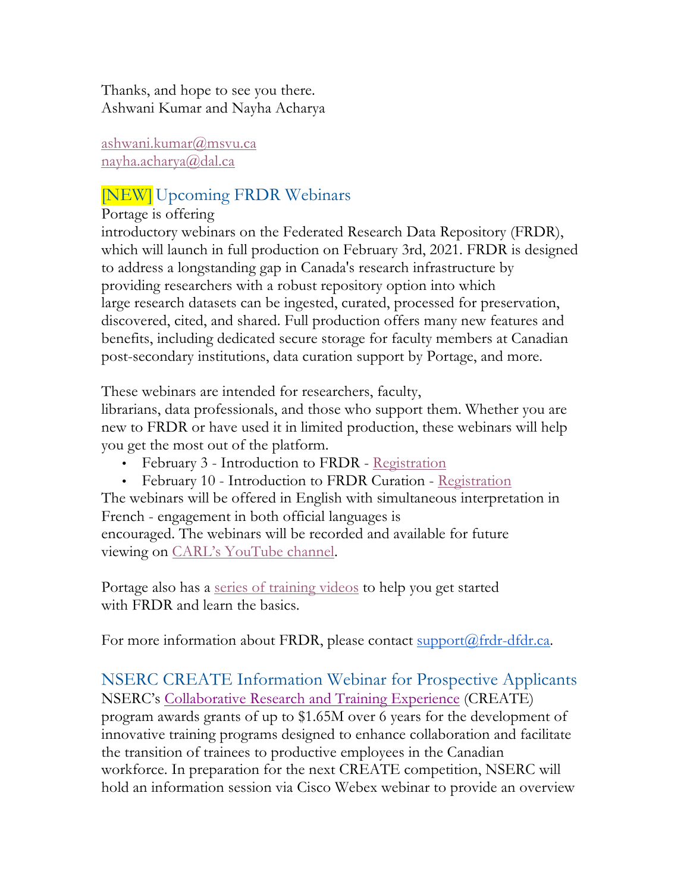Thanks, and hope to see you there.
Ashwani Kumar and Nayha Acharya

ashwani.kumar@msvu.ca
nayha.acharya@dal.ca

## [NEW] Upcoming FRDR Webinars

Portage is offering introductory webinars on the Federated Research Data Repository (FRDR), which will launch in full production on February 3rd, 2021. FRDR is designed to address a longstanding gap in Canada's research infrastructure by providing researchers with a robust repository option into which large research datasets can be ingested, curated, processed for preservation, discovered, cited, and shared. Full production offers many new features and benefits, including dedicated secure storage for faculty members at Canadian post-secondary institutions, data curation support by Portage, and more.

These webinars are intended for researchers, faculty, librarians, data professionals, and those who support them. Whether you are new to FRDR or have used it in limited production, these webinars will help you get the most out of the platform.

- February 3 - Introduction to FRDR - Registration
- February 10 - Introduction to FRDR Curation - Registration

The webinars will be offered in English with simultaneous interpretation in French - engagement in both official languages is encouraged. The webinars will be recorded and available for future viewing on CARL's YouTube channel.

Portage also has a series of training videos to help you get started with FRDR and learn the basics.

For more information about FRDR, please contact support@frdr-dfdr.ca.

## NSERC CREATE Information Webinar for Prospective Applicants

NSERC's Collaborative Research and Training Experience (CREATE) program awards grants of up to $1.65M over 6 years for the development of innovative training programs designed to enhance collaboration and facilitate the transition of trainees to productive employees in the Canadian workforce. In preparation for the next CREATE competition, NSERC will hold an information session via Cisco Webex webinar to provide an overview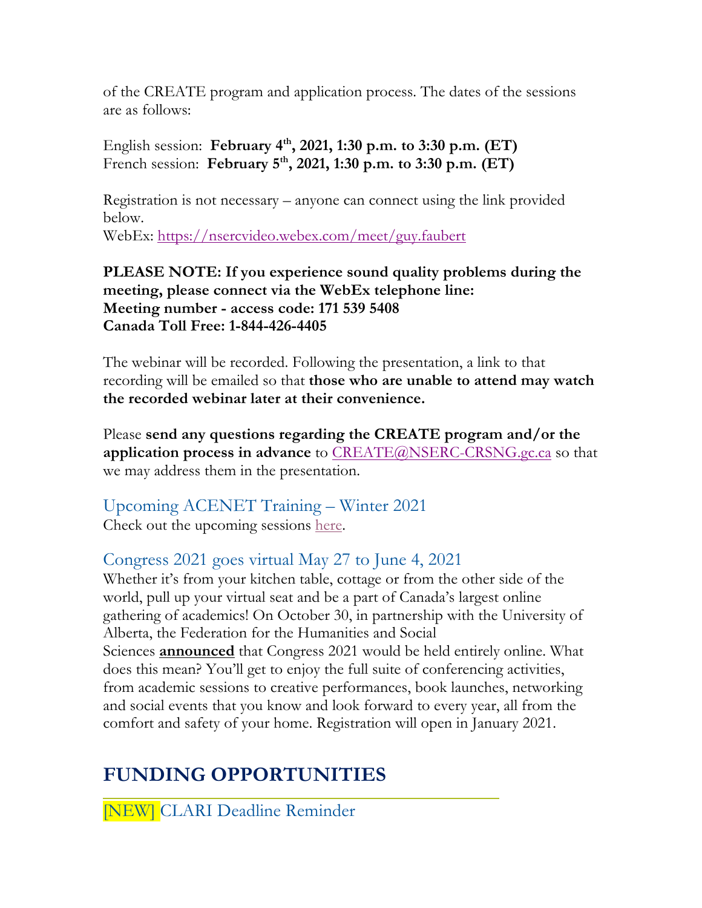of the CREATE program and application process. The dates of the sessions are as follows:

English session: **February 4th, 2021, 1:30 p.m. to 3:30 p.m. (ET)**
French session: **February 5th, 2021, 1:30 p.m. to 3:30 p.m. (ET)**

Registration is not necessary – anyone can connect using the link provided below.
WebEx: https://nsercvideo.webex.com/meet/guy.faubert

**PLEASE NOTE: If you experience sound quality problems during the meeting, please connect via the WebEx telephone line:**
**Meeting number - access code: 171 539 5408**
**Canada Toll Free: 1-844-426-4405**

The webinar will be recorded. Following the presentation, a link to that recording will be emailed so that **those who are unable to attend may watch the recorded webinar later at their convenience.**

Please **send any questions regarding the CREATE program and/or the application process in advance** to CREATE@NSERC-CRSNG.gc.ca so that we may address them in the presentation.

### Upcoming ACENET Training – Winter 2021

Check out the upcoming sessions here.

### Congress 2021 goes virtual May 27 to June 4, 2021

Whether it's from your kitchen table, cottage or from the other side of the world, pull up your virtual seat and be a part of Canada's largest online gathering of academics! On October 30, in partnership with the University of Alberta, the Federation for the Humanities and Social Sciences **announced** that Congress 2021 would be held entirely online. What does this mean? You'll get to enjoy the full suite of conferencing activities, from academic sessions to creative performances, book launches, networking and social events that you know and look forward to every year, all from the comfort and safety of your home. Registration will open in January 2021.

## FUNDING OPPORTUNITIES

### [NEW] CLARI Deadline Reminder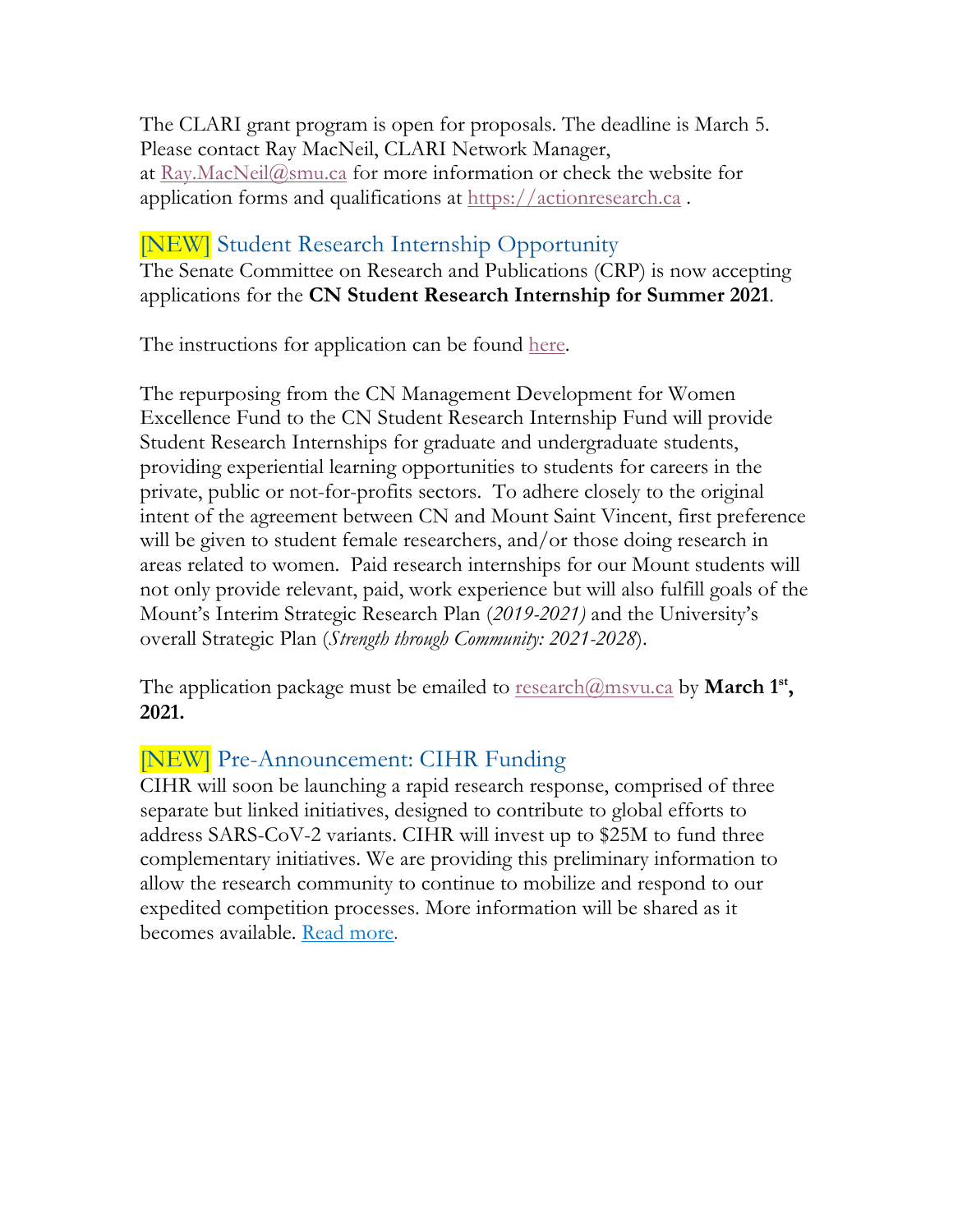The CLARI grant program is open for proposals. The deadline is March 5. Please contact Ray MacNeil, CLARI Network Manager, at Ray.MacNeil@smu.ca for more information or check the website for application forms and qualifications at https://actionresearch.ca .

## [NEW] Student Research Internship Opportunity

The Senate Committee on Research and Publications (CRP) is now accepting applications for the **CN Student Research Internship for Summer 2021**.

The instructions for application can be found here.

The repurposing from the CN Management Development for Women Excellence Fund to the CN Student Research Internship Fund will provide Student Research Internships for graduate and undergraduate students, providing experiential learning opportunities to students for careers in the private, public or not-for-profits sectors. To adhere closely to the original intent of the agreement between CN and Mount Saint Vincent, first preference will be given to student female researchers, and/or those doing research in areas related to women. Paid research internships for our Mount students will not only provide relevant, paid, work experience but will also fulfill goals of the Mount's Interim Strategic Research Plan (*2019-2021)* and the University's overall Strategic Plan (*Strength through Community: 2021-2028*).

The application package must be emailed to research@msvu.ca by **March 1st, 2021.**

## [NEW] Pre-Announcement: CIHR Funding

CIHR will soon be launching a rapid research response, comprised of three separate but linked initiatives, designed to contribute to global efforts to address SARS-CoV-2 variants. CIHR will invest up to $25M to fund three complementary initiatives. We are providing this preliminary information to allow the research community to continue to mobilize and respond to our expedited competition processes. More information will be shared as it becomes available. Read more.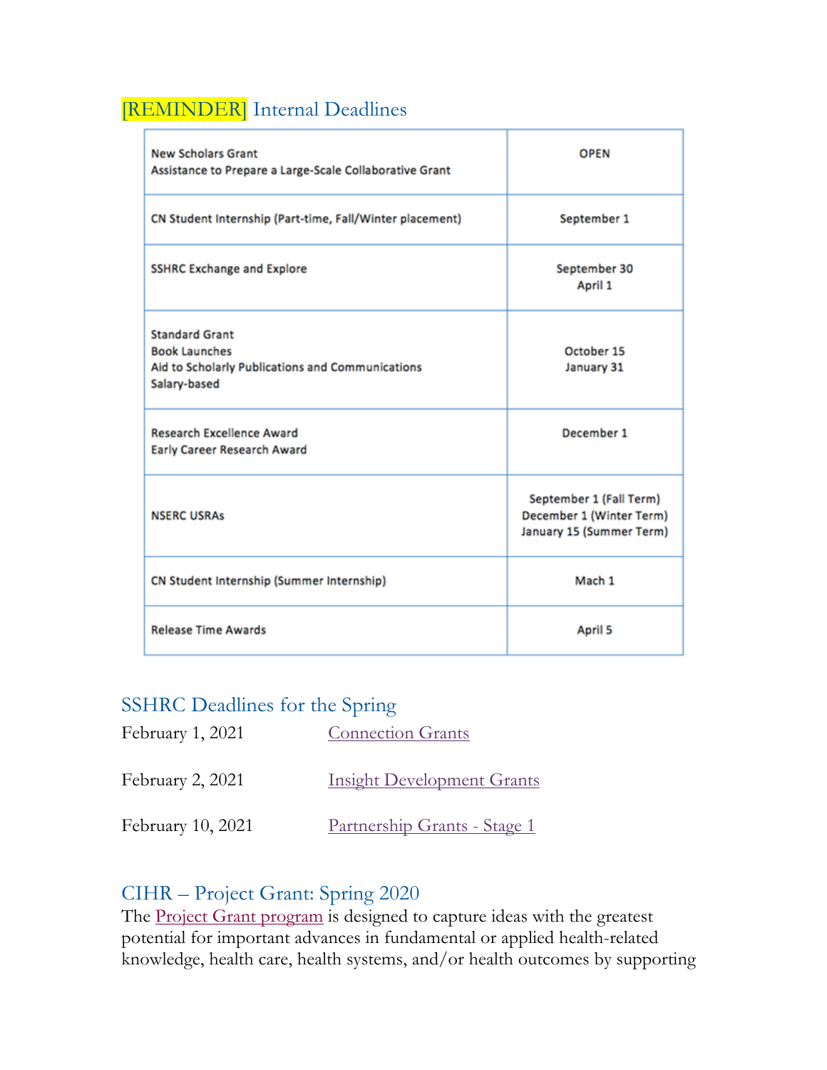## [REMINDER] Internal Deadlines

| | |
|---|---|
| New Scholars Grant<br>Assistance to Prepare a Large-Scale Collaborative Grant | OPEN |
| CN Student Internship (Part-time, Fall/Winter placement) | September 1 |
| SSHRC Exchange and Explore | September 30<br>April 1 |
| Standard Grant<br>Book Launches<br>Aid to Scholarly Publications and Communications<br>Salary-based | October 15<br>January 31 |
| Research Excellence Award<br>Early Career Research Award | December 1 |
| NSERC USRAs | September 1 (Fall Term)<br>December 1 (Winter Term)<br>January 15 (Summer Term) |
| CN Student Internship (Summer Internship) | Mach 1 |
| Release Time Awards | April 5 |

## SSHRC Deadlines for the Spring

February 1, 2021 — Connection Grants

February 2, 2021 — Insight Development Grants

February 10, 2021 — Partnership Grants - Stage 1

## CIHR – Project Grant: Spring 2020

The Project Grant program is designed to capture ideas with the greatest potential for important advances in fundamental or applied health-related knowledge, health care, health systems, and/or health outcomes by supporting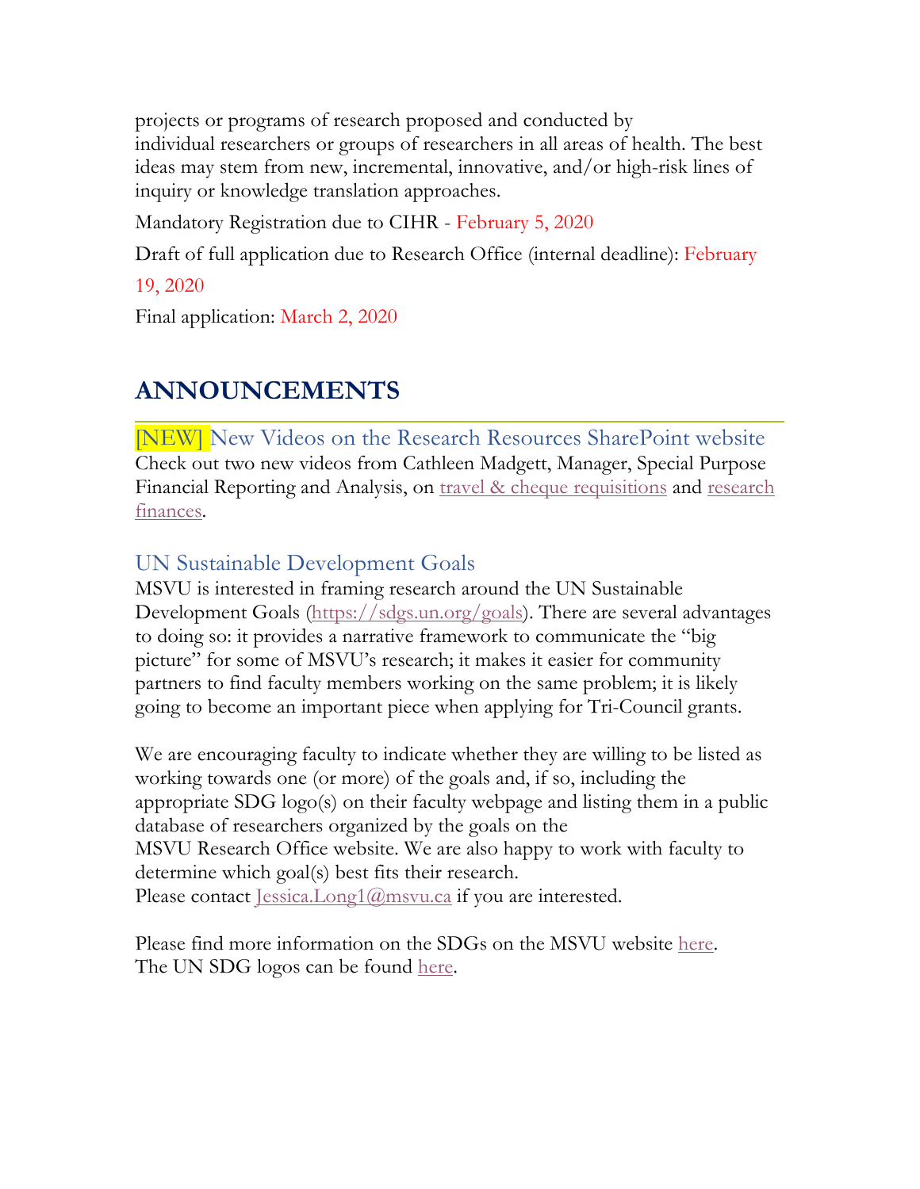projects or programs of research proposed and conducted by individual researchers or groups of researchers in all areas of health. The best ideas may stem from new, incremental, innovative, and/or high-risk lines of inquiry or knowledge translation approaches.

Mandatory Registration due to CIHR - February 5, 2020

Draft of full application due to Research Office (internal deadline): February 19, 2020

Final application: March 2, 2020

## ANNOUNCEMENTS

### [NEW] New Videos on the Research Resources SharePoint website

Check out two new videos from Cathleen Madgett, Manager, Special Purpose Financial Reporting and Analysis, on travel & cheque requisitions and research finances.

### UN Sustainable Development Goals

MSVU is interested in framing research around the UN Sustainable Development Goals (https://sdgs.un.org/goals). There are several advantages to doing so: it provides a narrative framework to communicate the "big picture" for some of MSVU's research; it makes it easier for community partners to find faculty members working on the same problem; it is likely going to become an important piece when applying for Tri-Council grants.

We are encouraging faculty to indicate whether they are willing to be listed as working towards one (or more) of the goals and, if so, including the appropriate SDG logo(s) on their faculty webpage and listing them in a public database of researchers organized by the goals on the MSVU Research Office website. We are also happy to work with faculty to determine which goal(s) best fits their research.
Please contact Jessica.Long1@msvu.ca if you are interested.

Please find more information on the SDGs on the MSVU website here.
The UN SDG logos can be found here.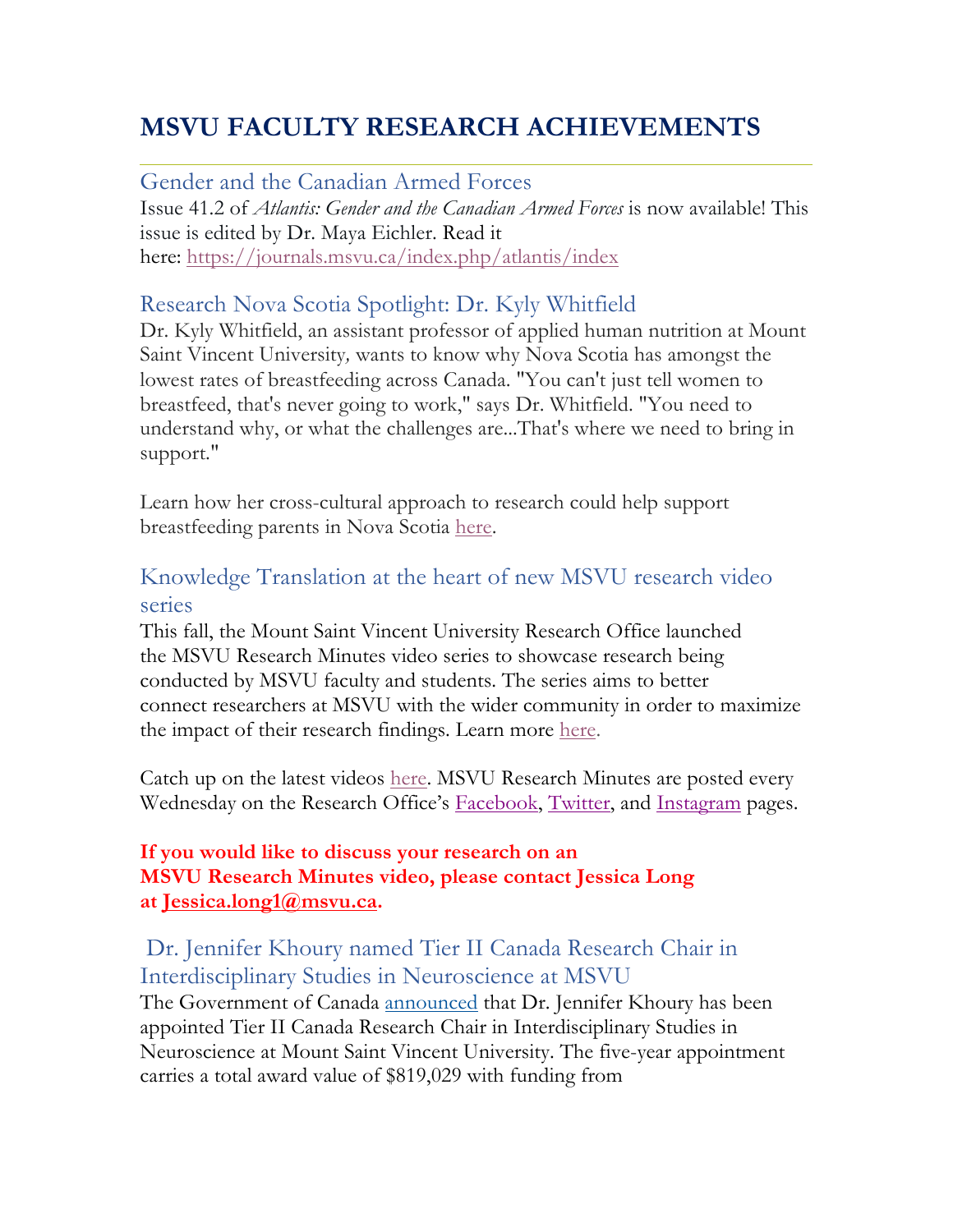# MSVU FACULTY RESEARCH ACHIEVEMENTS

## Gender and the Canadian Armed Forces

Issue 41.2 of *Atlantis: Gender and the Canadian Armed Forces* is now available! This issue is edited by Dr. Maya Eichler. Read it here: https://journals.msvu.ca/index.php/atlantis/index

## Research Nova Scotia Spotlight: Dr. Kyly Whitfield

Dr. Kyly Whitfield, an assistant professor of applied human nutrition at Mount Saint Vincent University*,* wants to know why Nova Scotia has amongst the lowest rates of breastfeeding across Canada. "You can't just tell women to breastfeed, that's never going to work," says Dr. Whitfield. "You need to understand why, or what the challenges are...That's where we need to bring in support."

Learn how her cross-cultural approach to research could help support breastfeeding parents in Nova Scotia here.

## Knowledge Translation at the heart of new MSVU research video series

This fall, the Mount Saint Vincent University Research Office launched the MSVU Research Minutes video series to showcase research being conducted by MSVU faculty and students. The series aims to better connect researchers at MSVU with the wider community in order to maximize the impact of their research findings. Learn more here.

Catch up on the latest videos here. MSVU Research Minutes are posted every Wednesday on the Research Office's Facebook, Twitter, and Instagram pages.

**If you would like to discuss your research on an MSVU Research Minutes video, please contact Jessica Long at Jessica.long1@msvu.ca.**

## Dr. Jennifer Khoury named Tier II Canada Research Chair in Interdisciplinary Studies in Neuroscience at MSVU

The Government of Canada announced that Dr. Jennifer Khoury has been appointed Tier II Canada Research Chair in Interdisciplinary Studies in Neuroscience at Mount Saint Vincent University. The five-year appointment carries a total award value of $819,029 with funding from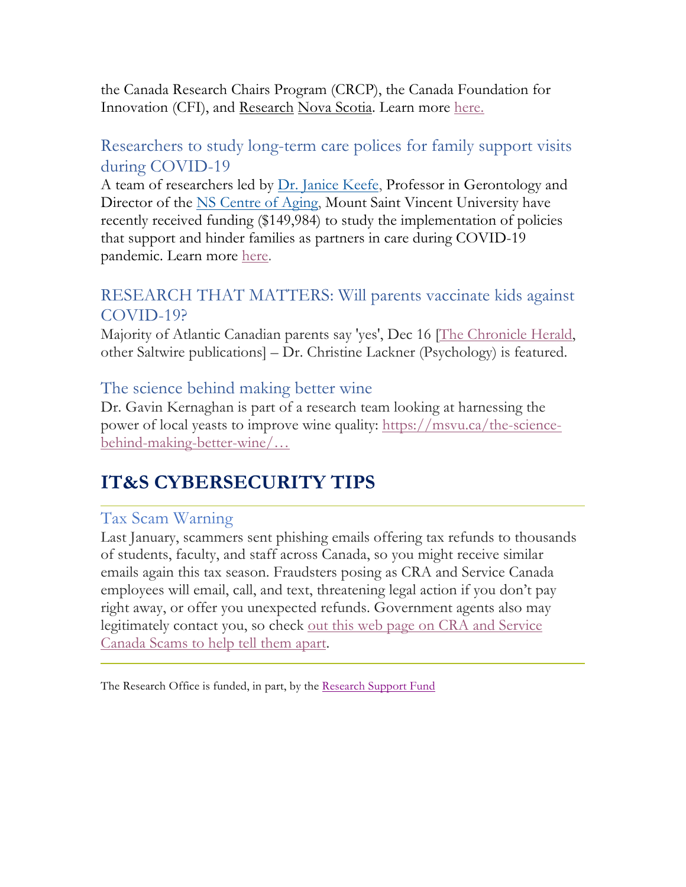the Canada Research Chairs Program (CRCP), the Canada Foundation for Innovation (CFI), and Research Nova Scotia. Learn more here.

### Researchers to study long-term care polices for family support visits during COVID-19

A team of researchers led by Dr. Janice Keefe, Professor in Gerontology and Director of the NS Centre of Aging, Mount Saint Vincent University have recently received funding ($149,984) to study the implementation of policies that support and hinder families as partners in care during COVID-19 pandemic. Learn more here.

### RESEARCH THAT MATTERS: Will parents vaccinate kids against COVID-19?

Majority of Atlantic Canadian parents say 'yes', Dec 16 [The Chronicle Herald, other Saltwire publications] – Dr. Christine Lackner (Psychology) is featured.

### The science behind making better wine

Dr. Gavin Kernaghan is part of a research team looking at harnessing the power of local yeasts to improve wine quality: https://msvu.ca/the-science-behind-making-better-wine/…

## IT&S CYBERSECURITY TIPS

### Tax Scam Warning

Last January, scammers sent phishing emails offering tax refunds to thousands of students, faculty, and staff across Canada, so you might receive similar emails again this tax season. Fraudsters posing as CRA and Service Canada employees will email, call, and text, threatening legal action if you don't pay right away, or offer you unexpected refunds. Government agents also may legitimately contact you, so check out this web page on CRA and Service Canada Scams to help tell them apart.

---

The Research Office is funded, in part, by the Research Support Fund